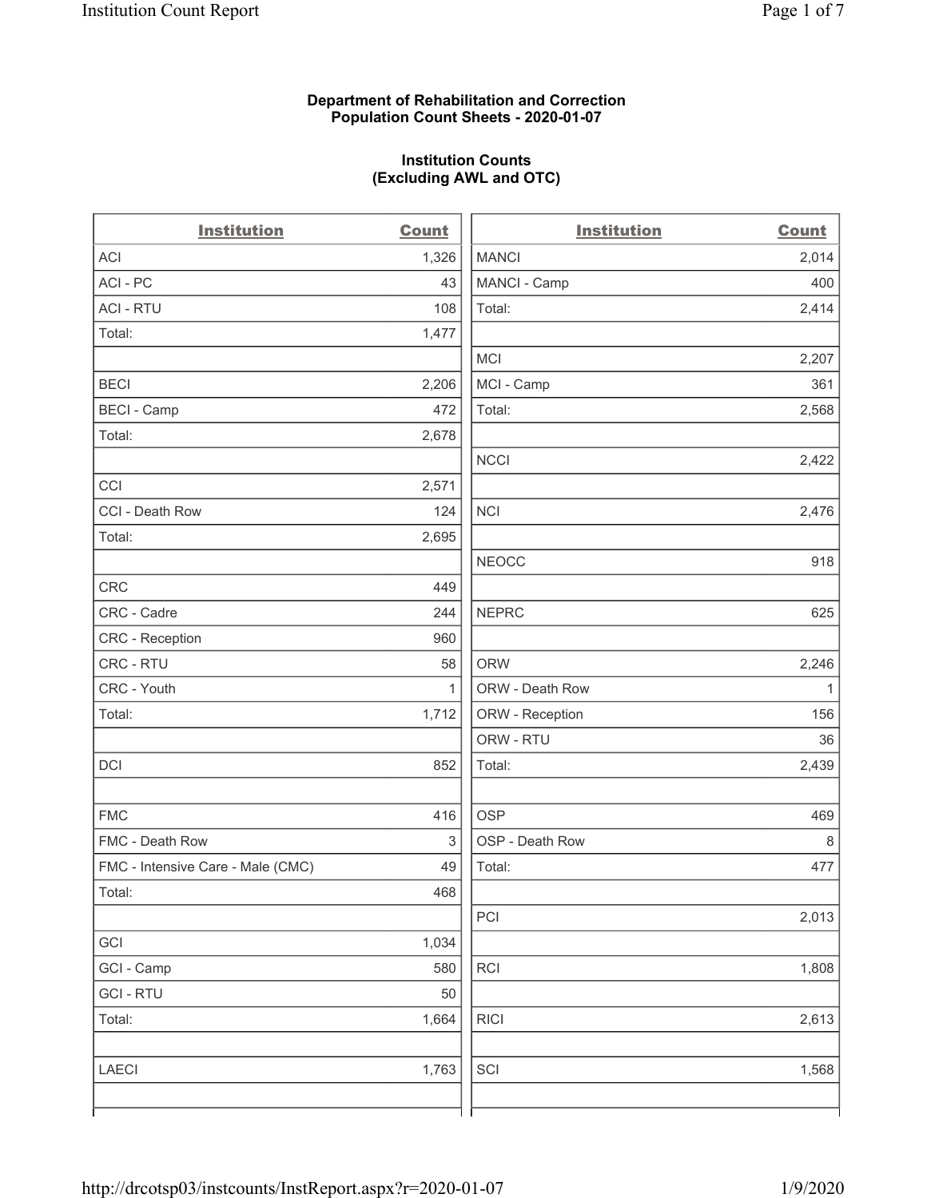**Department of Rehabilitation and Correction**
**Population Count Sheets - 2020-01-07**

**Institution Counts**
**(Excluding AWL and OTC)**

| Institution | Count |
|---|---|
| ACI | 1,326 |
| ACI - PC | 43 |
| ACI - RTU | 108 |
| Total: | 1,477 |
| | |
| BECI | 2,206 |
| BECI - Camp | 472 |
| Total: | 2,678 |
| | |
| CCI | 2,571 |
| CCI - Death Row | 124 |
| Total: | 2,695 |
| | |
| CRC | 449 |
| CRC - Cadre | 244 |
| CRC - Reception | 960 |
| CRC - RTU | 58 |
| CRC - Youth | 1 |
| Total: | 1,712 |
| | |
| DCI | 852 |
| | |
| FMC | 416 |
| FMC - Death Row | 3 |
| FMC - Intensive Care - Male (CMC) | 49 |
| Total: | 468 |
| | |
| GCI | 1,034 |
| GCI - Camp | 580 |
| GCI - RTU | 50 |
| Total: | 1,664 |
| | |
| LAECI | 1,763 |
| | |

| Institution | Count |
|---|---|
| MANCI | 2,014 |
| MANCI - Camp | 400 |
| Total: | 2,414 |
| | |
| MCI | 2,207 |
| MCI - Camp | 361 |
| Total: | 2,568 |
| | |
| NCCI | 2,422 |
| | |
| NCI | 2,476 |
| | |
| NEOCC | 918 |
| | |
| NEPRC | 625 |
| | |
| ORW | 2,246 |
| ORW - Death Row | 1 |
| ORW - Reception | 156 |
| ORW - RTU | 36 |
| Total: | 2,439 |
| | |
| OSP | 469 |
| OSP - Death Row | 8 |
| Total: | 477 |
| | |
| PCI | 2,013 |
| | |
| RCI | 1,808 |
| | |
| RICI | 2,613 |
| | |
| SCI | 1,568 |
| | |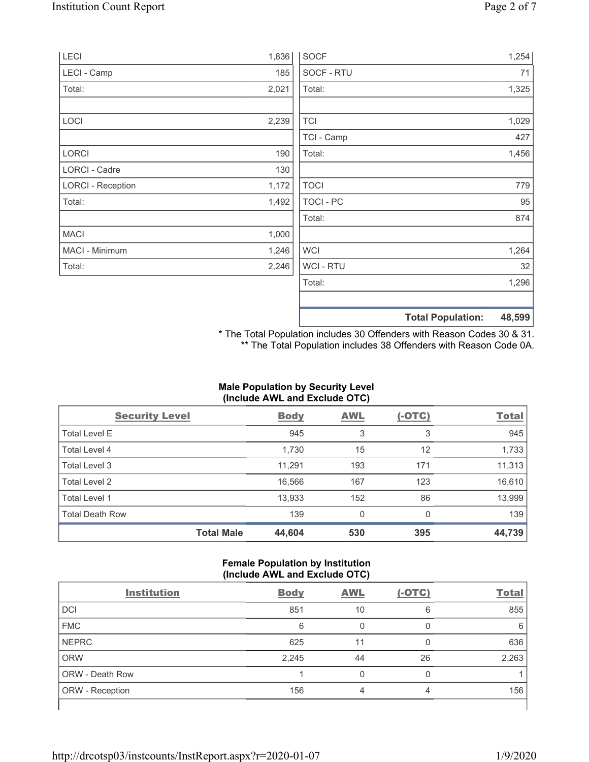| | |
|---|---|
| LECI | 1,836 |
| LECI - Camp | 185 |
| Total: | 2,021 |
| | |
| LOCI | 2,239 |
| | |
| LORCI | 190 |
| LORCI - Cadre | 130 |
| LORCI - Reception | 1,172 |
| Total: | 1,492 |
| | |
| MACI | 1,000 |
| MACI - Minimum | 1,246 |
| Total: | 2,246 |

| | |
|---|---|
| SOCF | 1,254 |
| SOCF - RTU | 71 |
| Total: | 1,325 |
| | |
| TCI | 1,029 |
| TCI - Camp | 427 |
| Total: | 1,456 |
| | |
| TOCI | 779 |
| TOCI - PC | 95 |
| Total: | 874 |
| | |
| WCI | 1,264 |
| WCI - RTU | 32 |
| Total: | 1,296 |
| | |
| **Total Population:** | **48,599** |

\* The Total Population includes 30 Offenders with Reason Codes 30 & 31.
\*\* The Total Population includes 38 Offenders with Reason Code 0A.

**Male Population by Security Level (Include AWL and Exclude OTC)**

| Security Level | Body | AWL | (-OTC) | Total |
|---|---|---|---|---|
| Total Level E | 945 | 3 | 3 | 945 |
| Total Level 4 | 1,730 | 15 | 12 | 1,733 |
| Total Level 3 | 11,291 | 193 | 171 | 11,313 |
| Total Level 2 | 16,566 | 167 | 123 | 16,610 |
| Total Level 1 | 13,933 | 152 | 86 | 13,999 |
| Total Death Row | 139 | 0 | 0 | 139 |
| **Total Male** | **44,604** | **530** | **395** | **44,739** |

**Female Population by Institution (Include AWL and Exclude OTC)**

| Institution | Body | AWL | (-OTC) | Total |
|---|---|---|---|---|
| DCI | 851 | 10 | 6 | 855 |
| FMC | 6 | 0 | 0 | 6 |
| NEPRC | 625 | 11 | 0 | 636 |
| ORW | 2,245 | 44 | 26 | 2,263 |
| ORW - Death Row | 1 | 0 | 0 | 1 |
| ORW - Reception | 156 | 4 | 4 | 156 |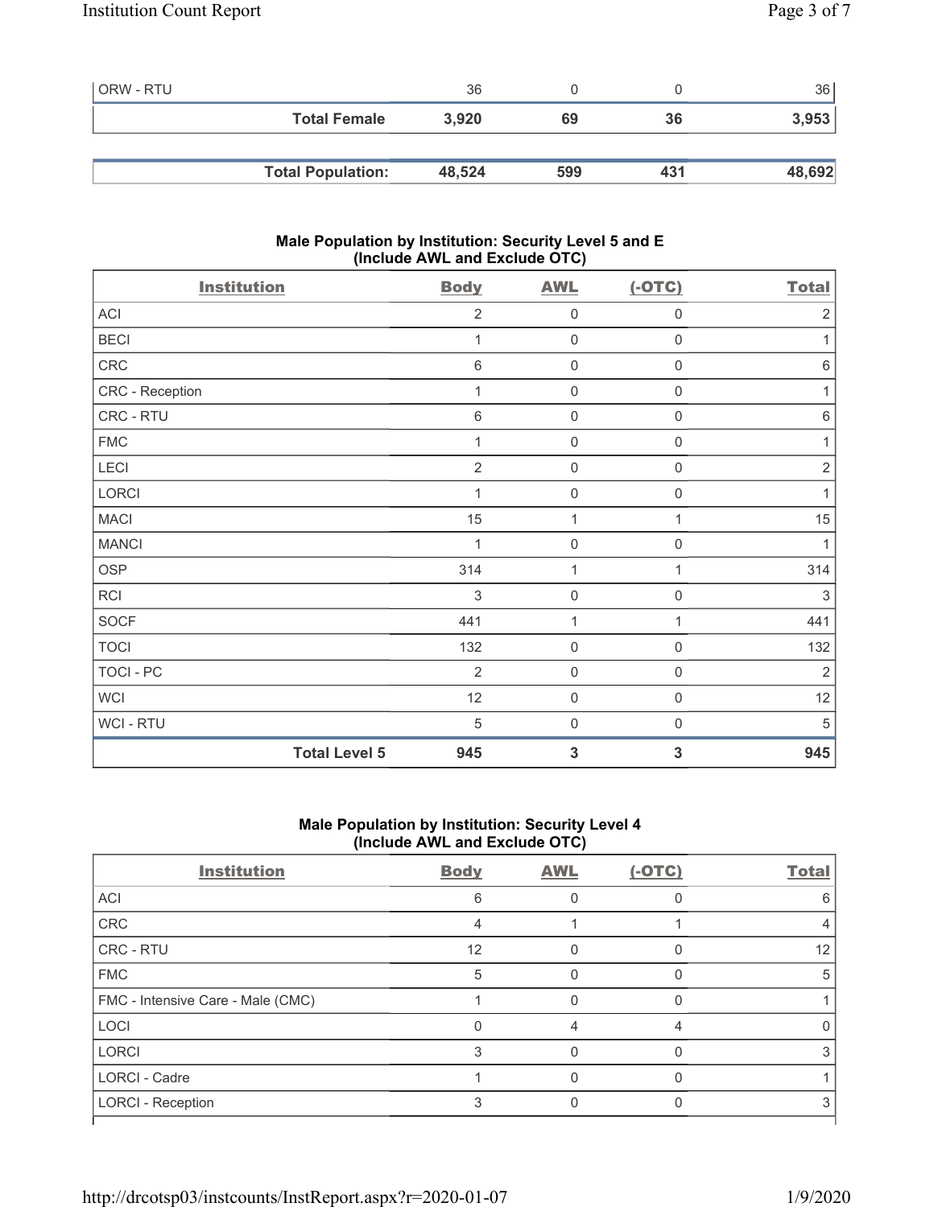| | | | | |
|---|---|---|---|---|
| ORW - RTU | 36 | 0 | 0 | 36 |
| **Total Female** | **3,920** | **69** | **36** | **3,953** |

| | | | | |
|---|---|---|---|---|
| **Total Population:** | **48,524** | **599** | **431** | **48,692** |

### Male Population by Institution: Security Level 5 and E (Include AWL and Exclude OTC)

| Institution | Body | AWL | (-OTC) | Total |
|---|---|---|---|---|
| ACI | 2 | 0 | 0 | 2 |
| BECI | 1 | 0 | 0 | 1 |
| CRC | 6 | 0 | 0 | 6 |
| CRC - Reception | 1 | 0 | 0 | 1 |
| CRC - RTU | 6 | 0 | 0 | 6 |
| FMC | 1 | 0 | 0 | 1 |
| LECI | 2 | 0 | 0 | 2 |
| LORCI | 1 | 0 | 0 | 1 |
| MACI | 15 | 1 | 1 | 15 |
| MANCI | 1 | 0 | 0 | 1 |
| OSP | 314 | 1 | 1 | 314 |
| RCI | 3 | 0 | 0 | 3 |
| SOCF | 441 | 1 | 1 | 441 |
| TOCI | 132 | 0 | 0 | 132 |
| TOCI - PC | 2 | 0 | 0 | 2 |
| WCI | 12 | 0 | 0 | 12 |
| WCI - RTU | 5 | 0 | 0 | 5 |
| **Total Level 5** | **945** | **3** | **3** | **945** |

### Male Population by Institution: Security Level 4 (Include AWL and Exclude OTC)

| Institution | Body | AWL | (-OTC) | Total |
|---|---|---|---|---|
| ACI | 6 | 0 | 0 | 6 |
| CRC | 4 | 1 | 1 | 4 |
| CRC - RTU | 12 | 0 | 0 | 12 |
| FMC | 5 | 0 | 0 | 5 |
| FMC - Intensive Care - Male (CMC) | 1 | 0 | 0 | 1 |
| LOCI | 0 | 4 | 4 | 0 |
| LORCI | 3 | 0 | 0 | 3 |
| LORCI - Cadre | 1 | 0 | 0 | 1 |
| LORCI - Reception | 3 | 0 | 0 | 3 |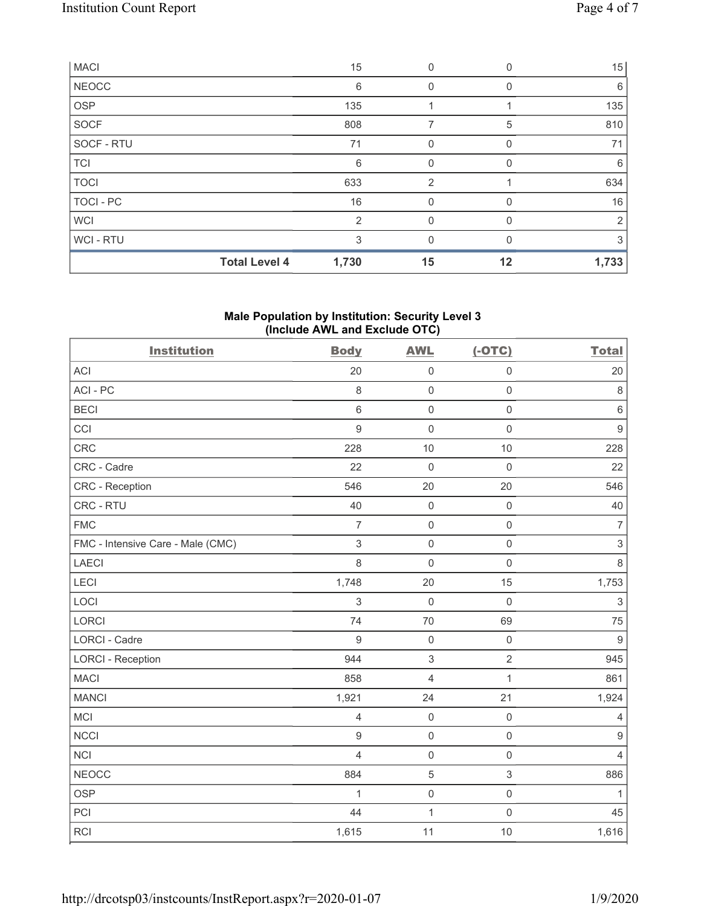| MACI | | 15 | 0 | 0 | 15 |
|---|---|---|---|---|---|
| NEOCC | | 6 | 0 | 0 | 6 |
| OSP | | 135 | 1 | 1 | 135 |
| SOCF | | 808 | 7 | 5 | 810 |
| SOCF - RTU | | 71 | 0 | 0 | 71 |
| TCI | | 6 | 0 | 0 | 6 |
| TOCI | | 633 | 2 | 1 | 634 |
| TOCI - PC | | 16 | 0 | 0 | 16 |
| WCI | | 2 | 0 | 0 | 2 |
| WCI - RTU | | 3 | 0 | 0 | 3 |
| | **Total Level 4** | **1,730** | **15** | **12** | **1,733** |

**Male Population by Institution: Security Level 3**
**(Include AWL and Exclude OTC)**

| Institution | Body | AWL | (-OTC) | Total |
|---|---|---|---|---|
| ACI | 20 | 0 | 0 | 20 |
| ACI - PC | 8 | 0 | 0 | 8 |
| BECI | 6 | 0 | 0 | 6 |
| CCI | 9 | 0 | 0 | 9 |
| CRC | 228 | 10 | 10 | 228 |
| CRC - Cadre | 22 | 0 | 0 | 22 |
| CRC - Reception | 546 | 20 | 20 | 546 |
| CRC - RTU | 40 | 0 | 0 | 40 |
| FMC | 7 | 0 | 0 | 7 |
| FMC - Intensive Care - Male (CMC) | 3 | 0 | 0 | 3 |
| LAECI | 8 | 0 | 0 | 8 |
| LECI | 1,748 | 20 | 15 | 1,753 |
| LOCI | 3 | 0 | 0 | 3 |
| LORCI | 74 | 70 | 69 | 75 |
| LORCI - Cadre | 9 | 0 | 0 | 9 |
| LORCI - Reception | 944 | 3 | 2 | 945 |
| MACI | 858 | 4 | 1 | 861 |
| MANCI | 1,921 | 24 | 21 | 1,924 |
| MCI | 4 | 0 | 0 | 4 |
| NCCI | 9 | 0 | 0 | 9 |
| NCI | 4 | 0 | 0 | 4 |
| NEOCC | 884 | 5 | 3 | 886 |
| OSP | 1 | 0 | 0 | 1 |
| PCI | 44 | 1 | 0 | 45 |
| RCI | 1,615 | 11 | 10 | 1,616 |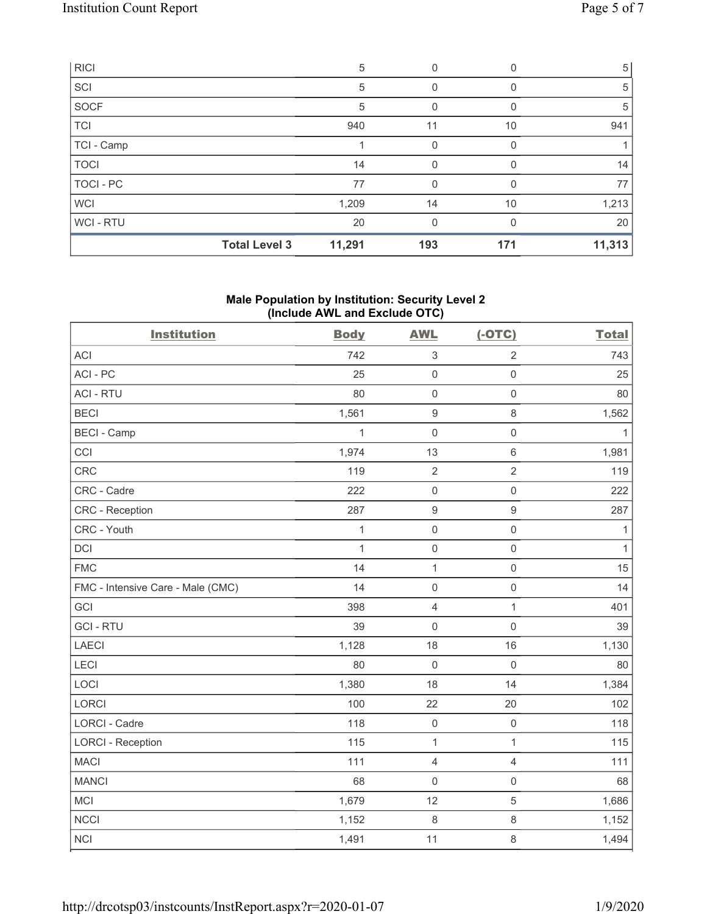| RICI | | 5 | 0 | 0 | 5 |
|---|---|---|---|---|---|
| SCI | | 5 | 0 | 0 | 5 |
| SOCF | | 5 | 0 | 0 | 5 |
| TCI | | 940 | 11 | 10 | 941 |
| TCI - Camp | | 1 | 0 | 0 | 1 |
| TOCI | | 14 | 0 | 0 | 14 |
| TOCI - PC | | 77 | 0 | 0 | 77 |
| WCI | | 1,209 | 14 | 10 | 1,213 |
| WCI - RTU | | 20 | 0 | 0 | 20 |
| | **Total Level 3** | **11,291** | **193** | **171** | **11,313** |

### Male Population by Institution: Security Level 2 (Include AWL and Exclude OTC)

| Institution | Body | AWL | (-OTC) | Total |
|---|---|---|---|---|
| ACI | 742 | 3 | 2 | 743 |
| ACI - PC | 25 | 0 | 0 | 25 |
| ACI - RTU | 80 | 0 | 0 | 80 |
| BECI | 1,561 | 9 | 8 | 1,562 |
| BECI - Camp | 1 | 0 | 0 | 1 |
| CCI | 1,974 | 13 | 6 | 1,981 |
| CRC | 119 | 2 | 2 | 119 |
| CRC - Cadre | 222 | 0 | 0 | 222 |
| CRC - Reception | 287 | 9 | 9 | 287 |
| CRC - Youth | 1 | 0 | 0 | 1 |
| DCI | 1 | 0 | 0 | 1 |
| FMC | 14 | 1 | 0 | 15 |
| FMC - Intensive Care - Male (CMC) | 14 | 0 | 0 | 14 |
| GCI | 398 | 4 | 1 | 401 |
| GCI - RTU | 39 | 0 | 0 | 39 |
| LAECI | 1,128 | 18 | 16 | 1,130 |
| LECI | 80 | 0 | 0 | 80 |
| LOCI | 1,380 | 18 | 14 | 1,384 |
| LORCI | 100 | 22 | 20 | 102 |
| LORCI - Cadre | 118 | 0 | 0 | 118 |
| LORCI - Reception | 115 | 1 | 1 | 115 |
| MACI | 111 | 4 | 4 | 111 |
| MANCI | 68 | 0 | 0 | 68 |
| MCI | 1,679 | 12 | 5 | 1,686 |
| NCCI | 1,152 | 8 | 8 | 1,152 |
| NCI | 1,491 | 11 | 8 | 1,494 |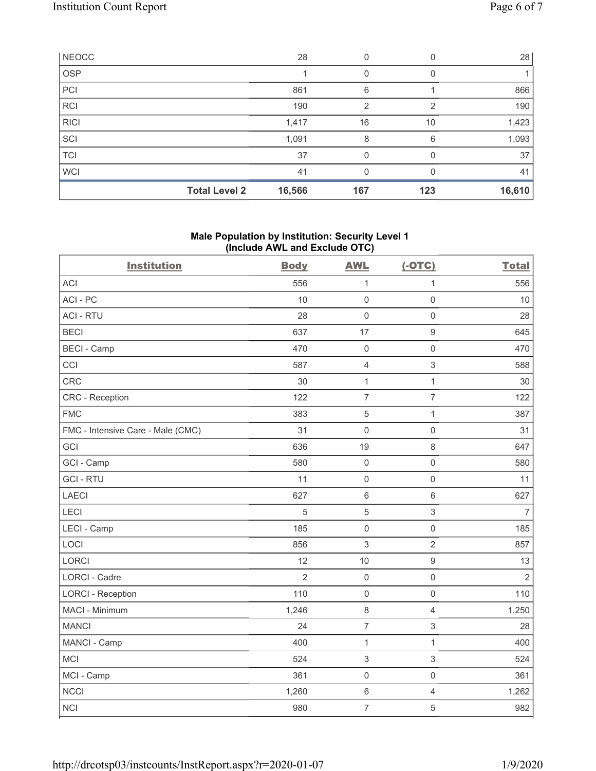| NEOCC | 28 | 0 | 0 | 28 |
|---|---|---|---|---|
| OSP | 1 | 0 | 0 | 1 |
| PCI | 861 | 6 | 1 | 866 |
| RCI | 190 | 2 | 2 | 190 |
| RICI | 1,417 | 16 | 10 | 1,423 |
| SCI | 1,091 | 8 | 6 | 1,093 |
| TCI | 37 | 0 | 0 | 37 |
| WCI | 41 | 0 | 0 | 41 |
| **Total Level 2** | **16,566** | **167** | **123** | **16,610** |

### Male Population by Institution: Security Level 1 (Include AWL and Exclude OTC)

| Institution | Body | AWL | (-OTC) | Total |
|---|---|---|---|---|
| ACI | 556 | 1 | 1 | 556 |
| ACI - PC | 10 | 0 | 0 | 10 |
| ACI - RTU | 28 | 0 | 0 | 28 |
| BECI | 637 | 17 | 9 | 645 |
| BECI - Camp | 470 | 0 | 0 | 470 |
| CCI | 587 | 4 | 3 | 588 |
| CRC | 30 | 1 | 1 | 30 |
| CRC - Reception | 122 | 7 | 7 | 122 |
| FMC | 383 | 5 | 1 | 387 |
| FMC - Intensive Care - Male (CMC) | 31 | 0 | 0 | 31 |
| GCI | 636 | 19 | 8 | 647 |
| GCI - Camp | 580 | 0 | 0 | 580 |
| GCI - RTU | 11 | 0 | 0 | 11 |
| LAECI | 627 | 6 | 6 | 627 |
| LECI | 5 | 5 | 3 | 7 |
| LECI - Camp | 185 | 0 | 0 | 185 |
| LOCI | 856 | 3 | 2 | 857 |
| LORCI | 12 | 10 | 9 | 13 |
| LORCI - Cadre | 2 | 0 | 0 | 2 |
| LORCI - Reception | 110 | 0 | 0 | 110 |
| MACI - Minimum | 1,246 | 8 | 4 | 1,250 |
| MANCI | 24 | 7 | 3 | 28 |
| MANCI - Camp | 400 | 1 | 1 | 400 |
| MCI | 524 | 3 | 3 | 524 |
| MCI - Camp | 361 | 0 | 0 | 361 |
| NCCI | 1,260 | 6 | 4 | 1,262 |
| NCI | 980 | 7 | 5 | 982 |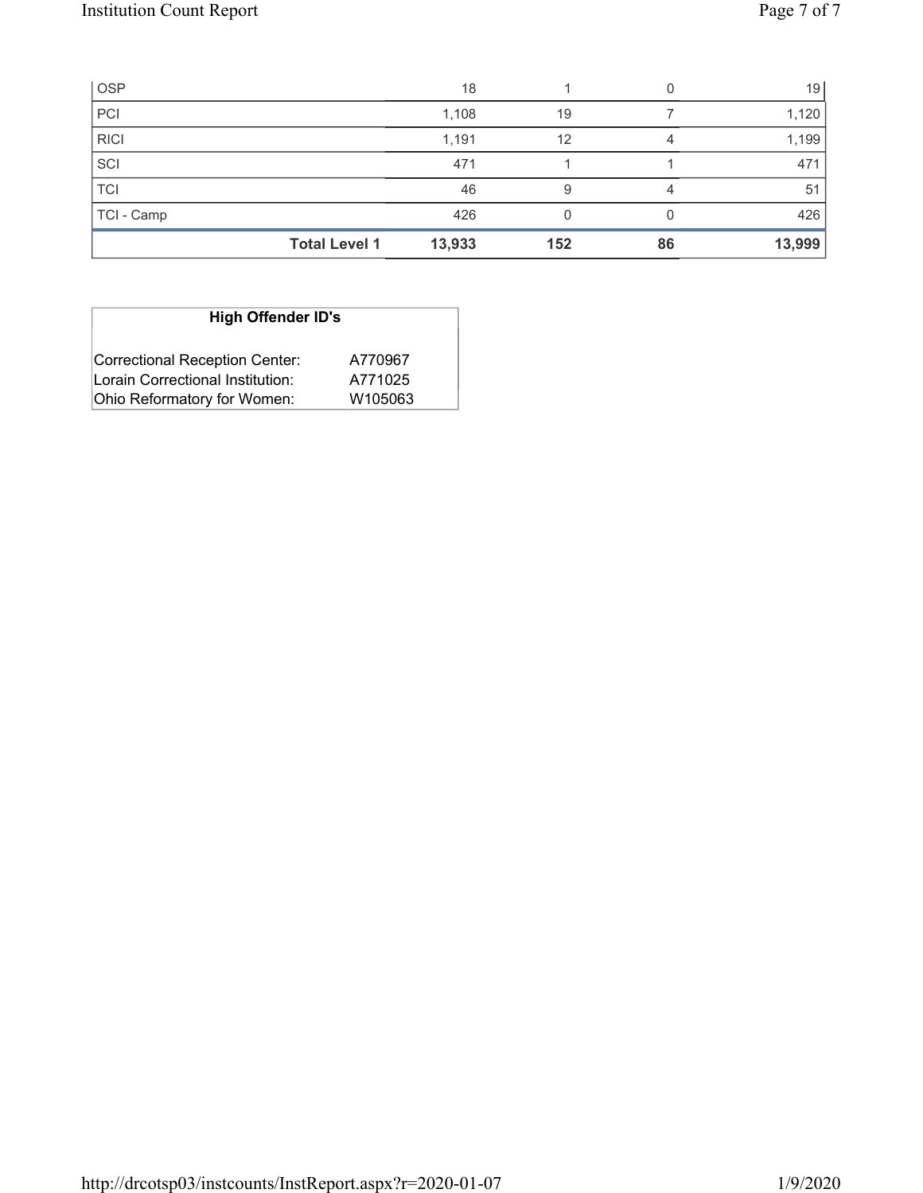| | | | | |
|---|---|---|---|---|
| OSP | 18 | 1 | 0 | 19 |
| PCI | 1,108 | 19 | 7 | 1,120 |
| RICI | 1,191 | 12 | 4 | 1,199 |
| SCI | 471 | 1 | 1 | 471 |
| TCI | 46 | 9 | 4 | 51 |
| TCI - Camp | 426 | 0 | 0 | 426 |
| **Total Level 1** | **13,933** | **152** | **86** | **13,999** |

| High Offender ID's | |
|---|---|
| Correctional Reception Center: | A770967 |
| Lorain Correctional Institution: | A771025 |
| Ohio Reformatory for Women: | W105063 |